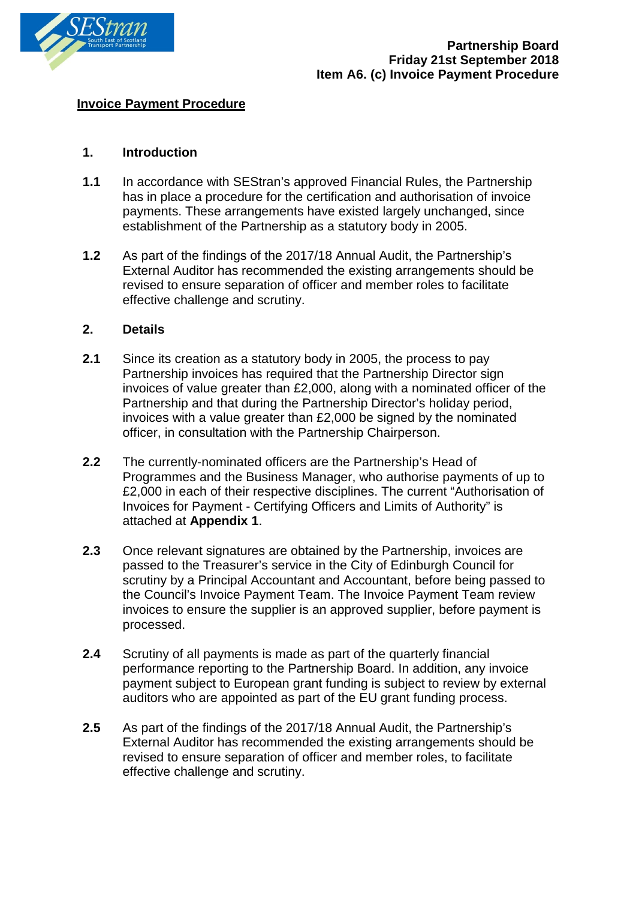**Partnership Board**
**Friday 21st September 2018**
**Item A6. (c) Invoice Payment Procedure**

# Invoice Payment Procedure

## 1. Introduction

**1.1** In accordance with SEStran's approved Financial Rules, the Partnership has in place a procedure for the certification and authorisation of invoice payments. These arrangements have existed largely unchanged, since establishment of the Partnership as a statutory body in 2005.

**1.2** As part of the findings of the 2017/18 Annual Audit, the Partnership's External Auditor has recommended the existing arrangements should be revised to ensure separation of officer and member roles to facilitate effective challenge and scrutiny.

## 2. Details

**2.1** Since its creation as a statutory body in 2005, the process to pay Partnership invoices has required that the Partnership Director sign invoices of value greater than £2,000, along with a nominated officer of the Partnership and that during the Partnership Director's holiday period, invoices with a value greater than £2,000 be signed by the nominated officer, in consultation with the Partnership Chairperson.

**2.2** The currently-nominated officers are the Partnership's Head of Programmes and the Business Manager, who authorise payments of up to £2,000 in each of their respective disciplines. The current "Authorisation of Invoices for Payment - Certifying Officers and Limits of Authority" is attached at **Appendix 1**.

**2.3** Once relevant signatures are obtained by the Partnership, invoices are passed to the Treasurer's service in the City of Edinburgh Council for scrutiny by a Principal Accountant and Accountant, before being passed to the Council's Invoice Payment Team. The Invoice Payment Team review invoices to ensure the supplier is an approved supplier, before payment is processed.

**2.4** Scrutiny of all payments is made as part of the quarterly financial performance reporting to the Partnership Board. In addition, any invoice payment subject to European grant funding is subject to review by external auditors who are appointed as part of the EU grant funding process.

**2.5** As part of the findings of the 2017/18 Annual Audit, the Partnership's External Auditor has recommended the existing arrangements should be revised to ensure separation of officer and member roles, to facilitate effective challenge and scrutiny.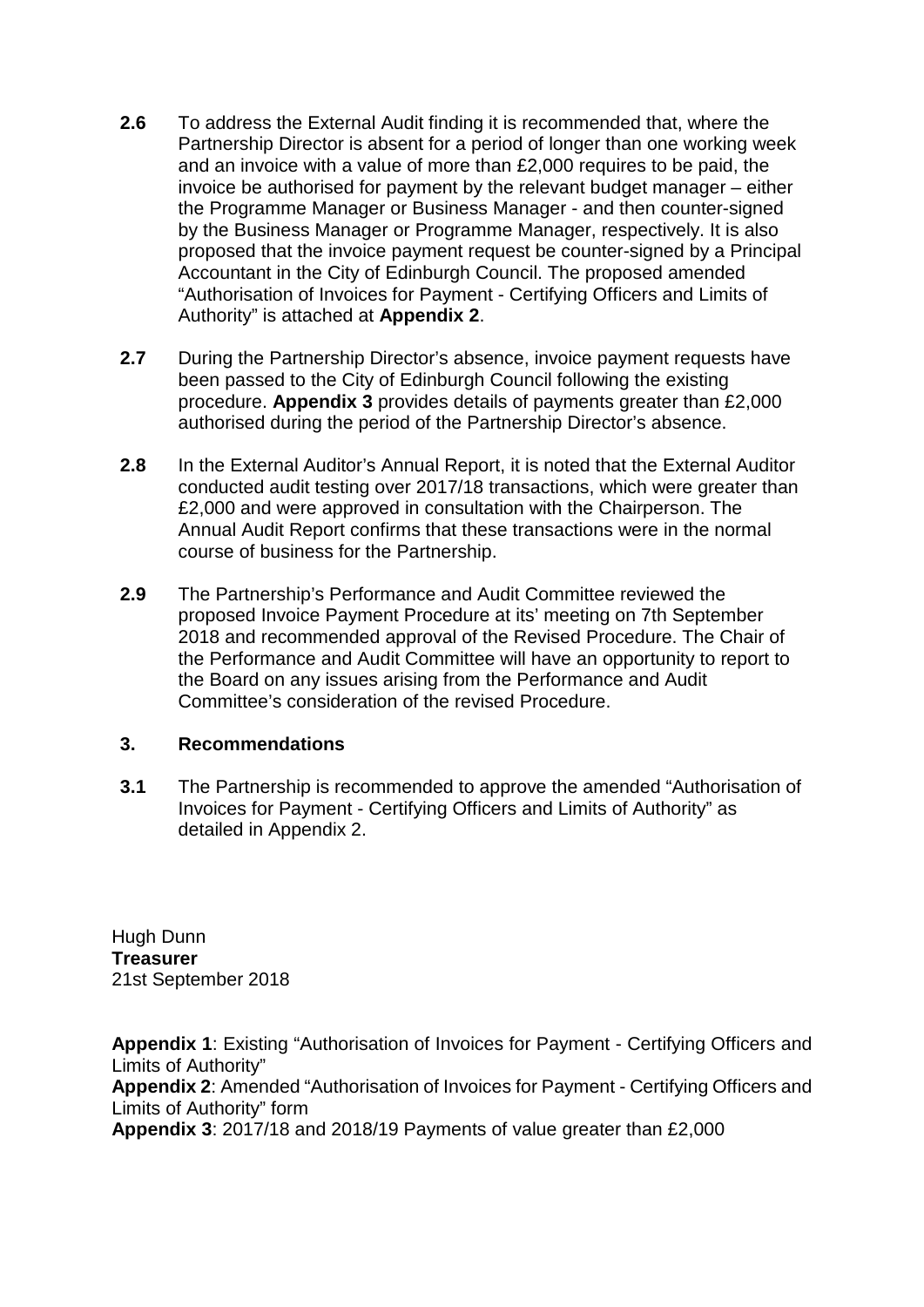**2.6** To address the External Audit finding it is recommended that, where the Partnership Director is absent for a period of longer than one working week and an invoice with a value of more than £2,000 requires to be paid, the invoice be authorised for payment by the relevant budget manager – either the Programme Manager or Business Manager - and then counter-signed by the Business Manager or Programme Manager, respectively. It is also proposed that the invoice payment request be counter-signed by a Principal Accountant in the City of Edinburgh Council. The proposed amended "Authorisation of Invoices for Payment - Certifying Officers and Limits of Authority" is attached at **Appendix 2**.

**2.7** During the Partnership Director's absence, invoice payment requests have been passed to the City of Edinburgh Council following the existing procedure. **Appendix 3** provides details of payments greater than £2,000 authorised during the period of the Partnership Director's absence.

**2.8** In the External Auditor's Annual Report, it is noted that the External Auditor conducted audit testing over 2017/18 transactions, which were greater than £2,000 and were approved in consultation with the Chairperson. The Annual Audit Report confirms that these transactions were in the normal course of business for the Partnership.

**2.9** The Partnership's Performance and Audit Committee reviewed the proposed Invoice Payment Procedure at its' meeting on 7th September 2018 and recommended approval of the Revised Procedure. The Chair of the Performance and Audit Committee will have an opportunity to report to the Board on any issues arising from the Performance and Audit Committee's consideration of the revised Procedure.

## 3. Recommendations

**3.1** The Partnership is recommended to approve the amended "Authorisation of Invoices for Payment - Certifying Officers and Limits of Authority" as detailed in Appendix 2.

Hugh Dunn
**Treasurer**
21st September 2018

**Appendix 1**: Existing "Authorisation of Invoices for Payment - Certifying Officers and Limits of Authority"
**Appendix 2**: Amended "Authorisation of Invoices for Payment - Certifying Officers and Limits of Authority" form
**Appendix 3**: 2017/18 and 2018/19 Payments of value greater than £2,000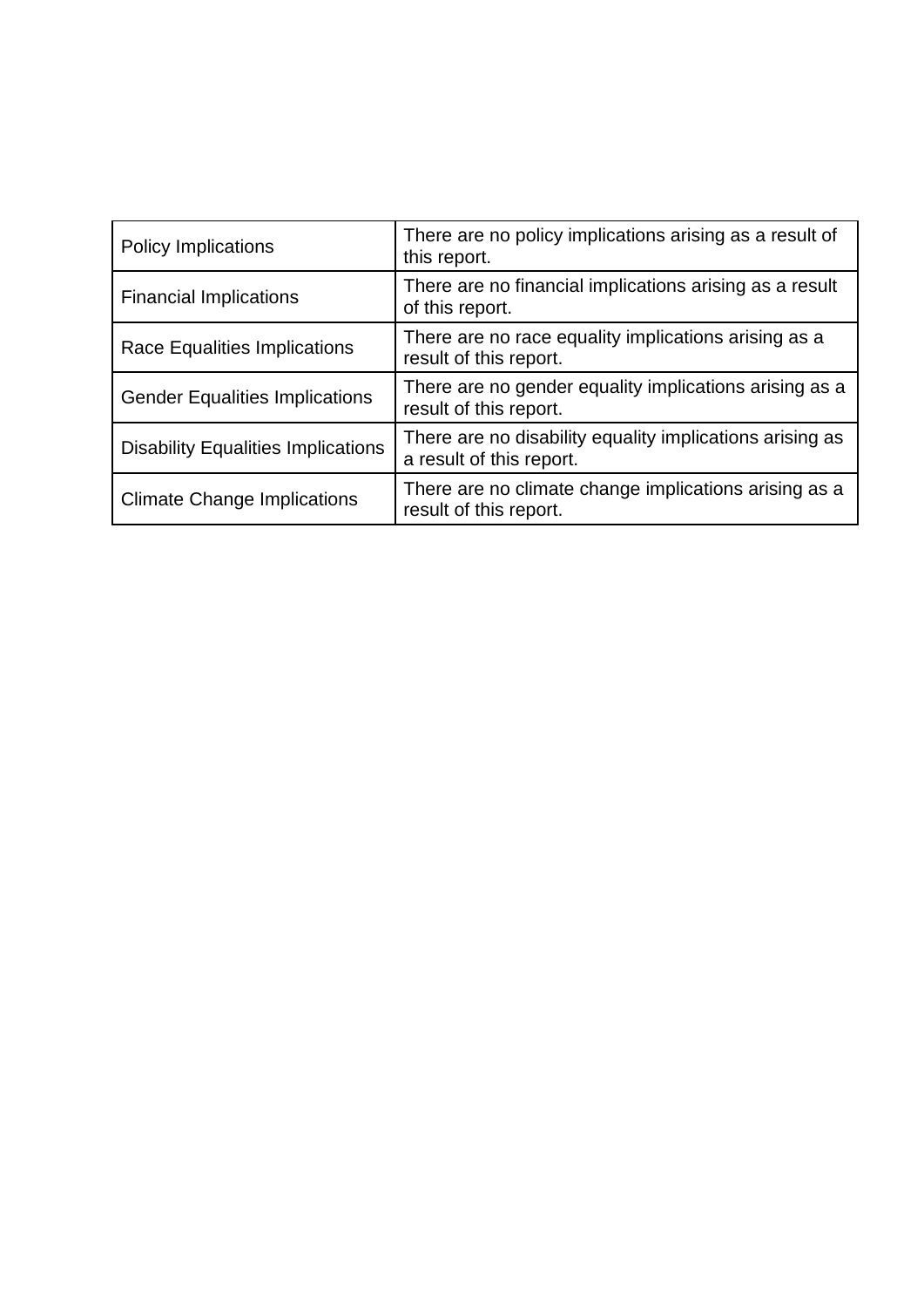| Policy Implications | There are no policy implications arising as a result of this report. |
|---|---|
| Financial Implications | There are no financial implications arising as a result of this report. |
| Race Equalities Implications | There are no race equality implications arising as a result of this report. |
| Gender Equalities Implications | There are no gender equality implications arising as a result of this report. |
| Disability Equalities Implications | There are no disability equality implications arising as a result of this report. |
| Climate Change Implications | There are no climate change implications arising as a result of this report. |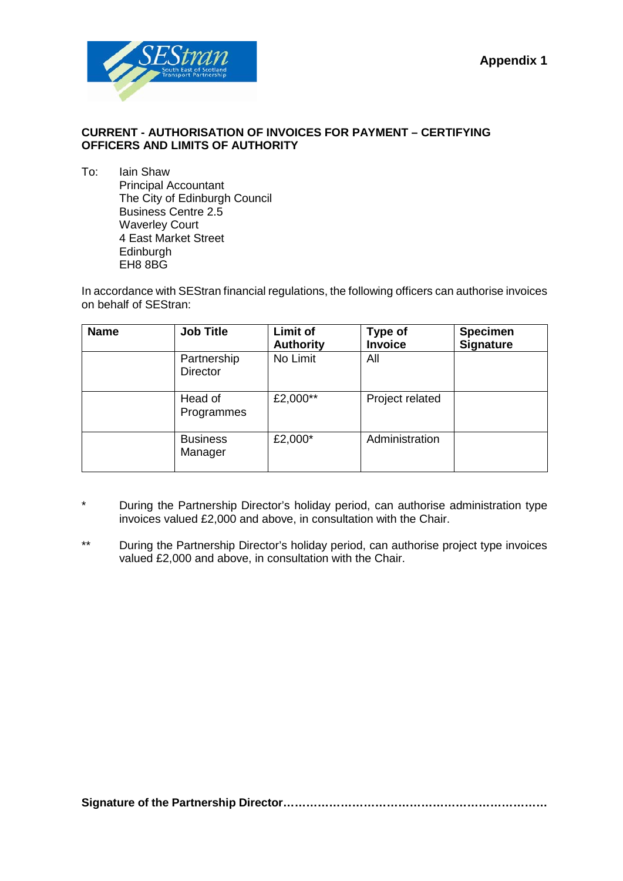**Appendix 1**

**CURRENT - AUTHORISATION OF INVOICES FOR PAYMENT – CERTIFYING OFFICERS AND LIMITS OF AUTHORITY**

To: Iain Shaw
Principal Accountant
The City of Edinburgh Council
Business Centre 2.5
Waverley Court
4 East Market Street
Edinburgh
EH8 8BG

In accordance with SEStran financial regulations, the following officers can authorise invoices on behalf of SEStran:

| Name | Job Title | Limit of Authority | Type of Invoice | Specimen Signature |
|---|---|---|---|---|
| | Partnership Director | No Limit | All | |
| | Head of Programmes | £2,000** | Project related | |
| | Business Manager | £2,000* | Administration | |

\* During the Partnership Director's holiday period, can authorise administration type invoices valued £2,000 and above, in consultation with the Chair.

** During the Partnership Director's holiday period, can authorise project type invoices valued £2,000 and above, in consultation with the Chair.

**Signature of the Partnership Director……………………………………………………………**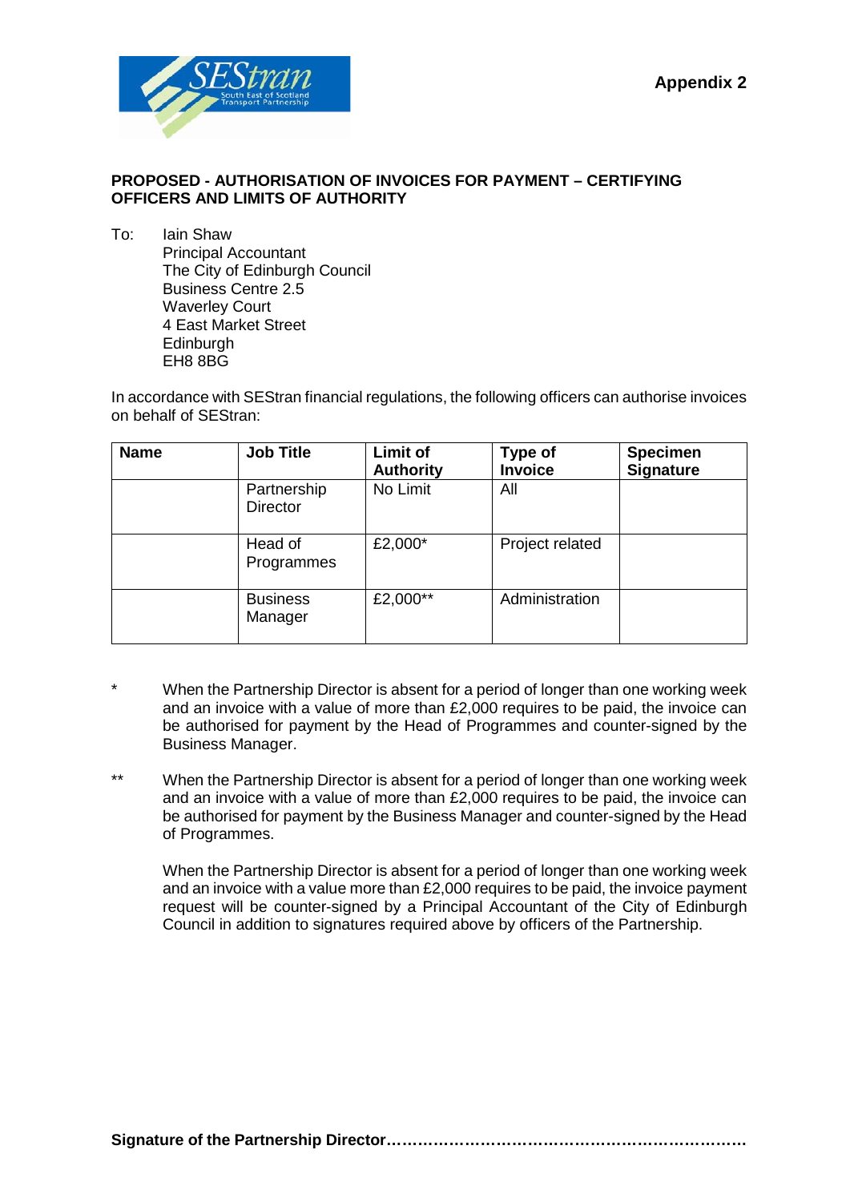**Appendix 2**

**PROPOSED - AUTHORISATION OF INVOICES FOR PAYMENT – CERTIFYING OFFICERS AND LIMITS OF AUTHORITY**

To: Iain Shaw
Principal Accountant
The City of Edinburgh Council
Business Centre 2.5
Waverley Court
4 East Market Street
Edinburgh
EH8 8BG

In accordance with SEStran financial regulations, the following officers can authorise invoices on behalf of SEStran:

| Name | Job Title | Limit of Authority | Type of Invoice | Specimen Signature |
|---|---|---|---|---|
| | Partnership Director | No Limit | All | |
| | Head of Programmes | £2,000* | Project related | |
| | Business Manager | £2,000** | Administration | |

\* When the Partnership Director is absent for a period of longer than one working week and an invoice with a value of more than £2,000 requires to be paid, the invoice can be authorised for payment by the Head of Programmes and counter-signed by the Business Manager.

\** When the Partnership Director is absent for a period of longer than one working week and an invoice with a value of more than £2,000 requires to be paid, the invoice can be authorised for payment by the Business Manager and counter-signed by the Head of Programmes.

When the Partnership Director is absent for a period of longer than one working week and an invoice with a value more than £2,000 requires to be paid, the invoice payment request will be counter-signed by a Principal Accountant of the City of Edinburgh Council in addition to signatures required above by officers of the Partnership.

**Signature of the Partnership Director**……………………………………………………………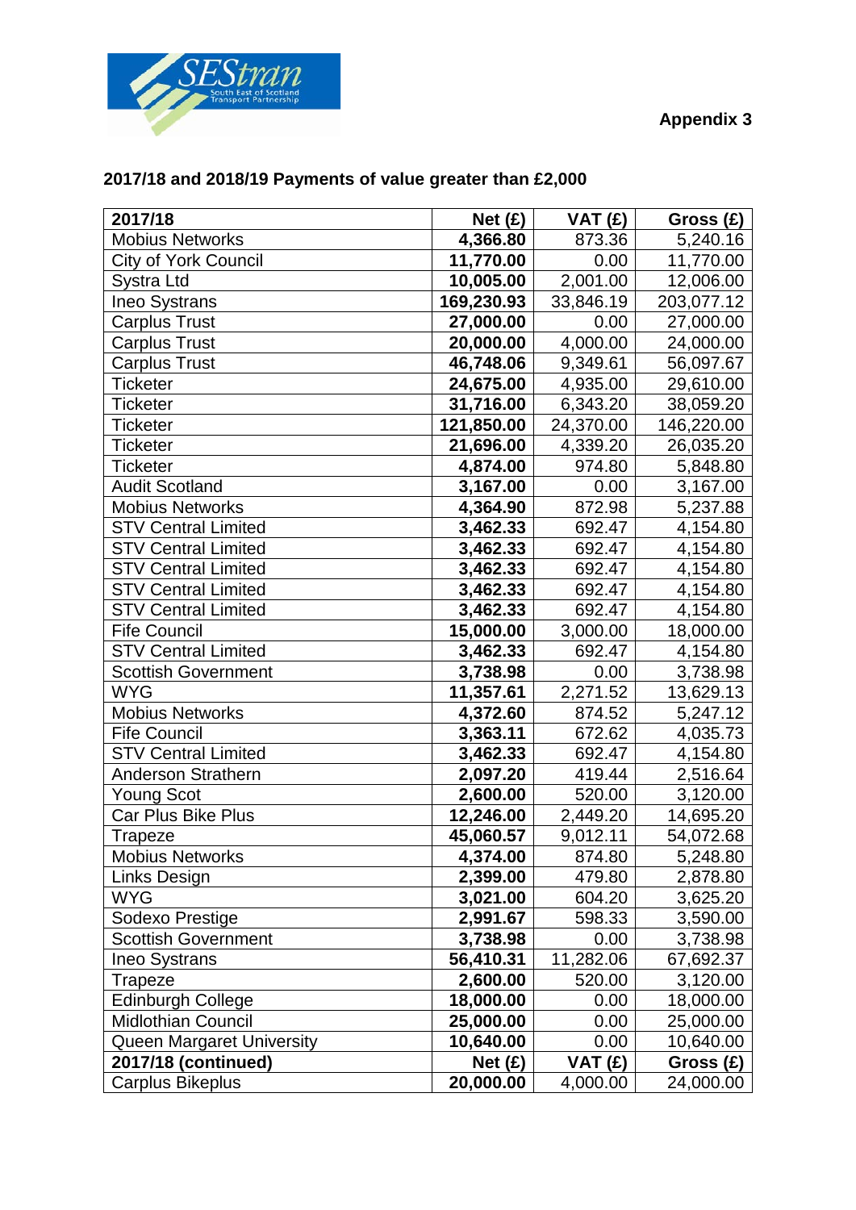**Appendix 3**

## 2017/18 and 2018/19 Payments of value greater than £2,000

| 2017/18 | Net (£) | VAT (£) | Gross (£) |
|---|---|---|---|
| Mobius Networks | **4,366.80** | 873.36 | 5,240.16 |
| City of York Council | **11,770.00** | 0.00 | 11,770.00 |
| Systra Ltd | **10,005.00** | 2,001.00 | 12,006.00 |
| Ineo Systrans | **169,230.93** | 33,846.19 | 203,077.12 |
| Carplus Trust | **27,000.00** | 0.00 | 27,000.00 |
| Carplus Trust | **20,000.00** | 4,000.00 | 24,000.00 |
| Carplus Trust | **46,748.06** | 9,349.61 | 56,097.67 |
| Ticketer | **24,675.00** | 4,935.00 | 29,610.00 |
| Ticketer | **31,716.00** | 6,343.20 | 38,059.20 |
| Ticketer | **121,850.00** | 24,370.00 | 146,220.00 |
| Ticketer | **21,696.00** | 4,339.20 | 26,035.20 |
| Ticketer | **4,874.00** | 974.80 | 5,848.80 |
| Audit Scotland | **3,167.00** | 0.00 | 3,167.00 |
| Mobius Networks | **4,364.90** | 872.98 | 5,237.88 |
| STV Central Limited | **3,462.33** | 692.47 | 4,154.80 |
| STV Central Limited | **3,462.33** | 692.47 | 4,154.80 |
| STV Central Limited | **3,462.33** | 692.47 | 4,154.80 |
| STV Central Limited | **3,462.33** | 692.47 | 4,154.80 |
| STV Central Limited | **3,462.33** | 692.47 | 4,154.80 |
| Fife Council | **15,000.00** | 3,000.00 | 18,000.00 |
| STV Central Limited | **3,462.33** | 692.47 | 4,154.80 |
| Scottish Government | **3,738.98** | 0.00 | 3,738.98 |
| WYG | **11,357.61** | 2,271.52 | 13,629.13 |
| Mobius Networks | **4,372.60** | 874.52 | 5,247.12 |
| Fife Council | **3,363.11** | 672.62 | 4,035.73 |
| STV Central Limited | **3,462.33** | 692.47 | 4,154.80 |
| Anderson Strathern | **2,097.20** | 419.44 | 2,516.64 |
| Young Scot | **2,600.00** | 520.00 | 3,120.00 |
| Car Plus Bike Plus | **12,246.00** | 2,449.20 | 14,695.20 |
| Trapeze | **45,060.57** | 9,012.11 | 54,072.68 |
| Mobius Networks | **4,374.00** | 874.80 | 5,248.80 |
| Links Design | **2,399.00** | 479.80 | 2,878.80 |
| WYG | **3,021.00** | 604.20 | 3,625.20 |
| Sodexo Prestige | **2,991.67** | 598.33 | 3,590.00 |
| Scottish Government | **3,738.98** | 0.00 | 3,738.98 |
| Ineo Systrans | **56,410.31** | 11,282.06 | 67,692.37 |
| Trapeze | **2,600.00** | 520.00 | 3,120.00 |
| Edinburgh College | **18,000.00** | 0.00 | 18,000.00 |
| Midlothian Council | **25,000.00** | 0.00 | 25,000.00 |
| Queen Margaret University | **10,640.00** | 0.00 | 10,640.00 |
| **2017/18 (continued)** | **Net (£)** | **VAT (£)** | **Gross (£)** |
| Carplus Bikeplus | **20,000.00** | 4,000.00 | 24,000.00 |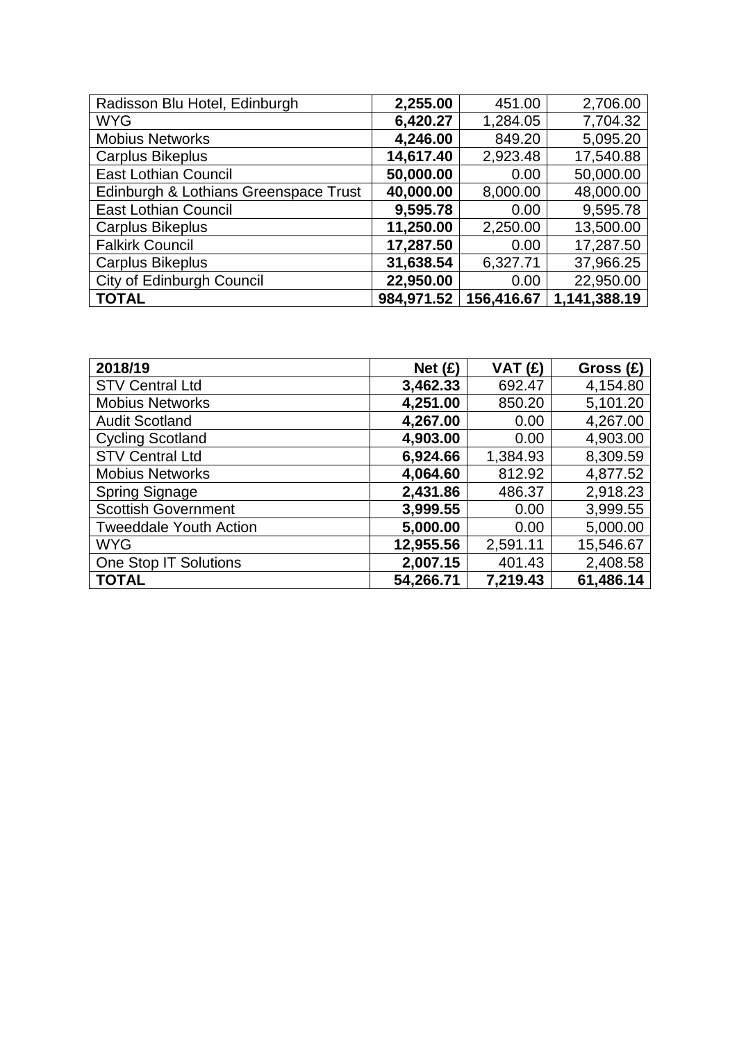| | | | |
|---|---|---|---|
| Radisson Blu Hotel, Edinburgh | **2,255.00** | 451.00 | 2,706.00 |
| WYG | **6,420.27** | 1,284.05 | 7,704.32 |
| Mobius Networks | **4,246.00** | 849.20 | 5,095.20 |
| Carplus Bikeplus | **14,617.40** | 2,923.48 | 17,540.88 |
| East Lothian Council | **50,000.00** | 0.00 | 50,000.00 |
| Edinburgh & Lothians Greenspace Trust | **40,000.00** | 8,000.00 | 48,000.00 |
| East Lothian Council | **9,595.78** | 0.00 | 9,595.78 |
| Carplus Bikeplus | **11,250.00** | 2,250.00 | 13,500.00 |
| Falkirk Council | **17,287.50** | 0.00 | 17,287.50 |
| Carplus Bikeplus | **31,638.54** | 6,327.71 | 37,966.25 |
| City of Edinburgh Council | **22,950.00** | 0.00 | 22,950.00 |
| **TOTAL** | **984,971.52** | **156,416.67** | **1,141,388.19** |

| **2018/19** | **Net (£)** | **VAT (£)** | **Gross (£)** |
|---|---|---|---|
| STV Central Ltd | **3,462.33** | 692.47 | 4,154.80 |
| Mobius Networks | **4,251.00** | 850.20 | 5,101.20 |
| Audit Scotland | **4,267.00** | 0.00 | 4,267.00 |
| Cycling Scotland | **4,903.00** | 0.00 | 4,903.00 |
| STV Central Ltd | **6,924.66** | 1,384.93 | 8,309.59 |
| Mobius Networks | **4,064.60** | 812.92 | 4,877.52 |
| Spring Signage | **2,431.86** | 486.37 | 2,918.23 |
| Scottish Government | **3,999.55** | 0.00 | 3,999.55 |
| Tweeddale Youth Action | **5,000.00** | 0.00 | 5,000.00 |
| WYG | **12,955.56** | 2,591.11 | 15,546.67 |
| One Stop IT Solutions | **2,007.15** | 401.43 | 2,408.58 |
| **TOTAL** | **54,266.71** | **7,219.43** | **61,486.14** |